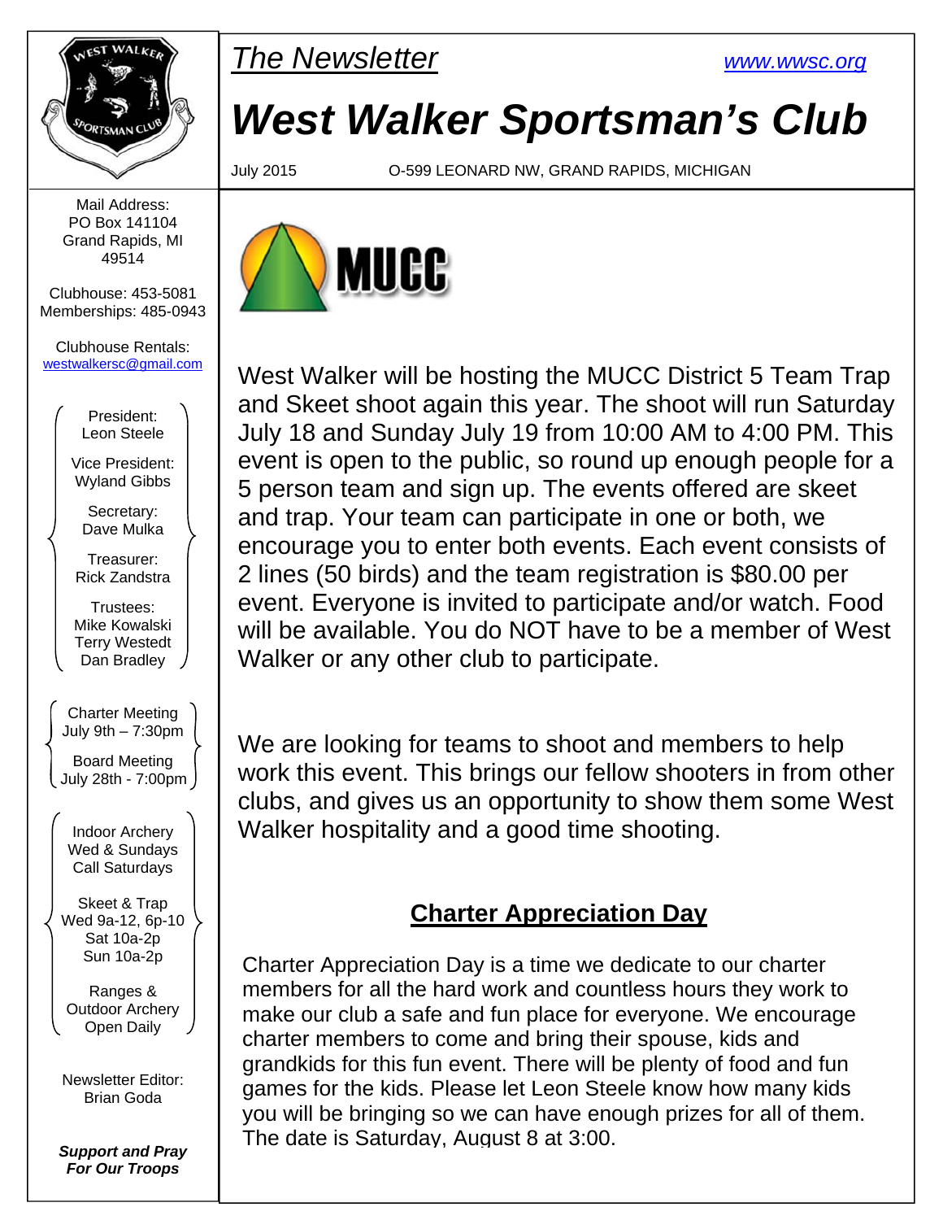*The Newsletter*

www.wwsc.org

# West Walker Sportsman's Club

July 2015 O-599 LEONARD NW, GRAND RAPIDS, MICHIGAN

Mail Address:
PO Box 141104
Grand Rapids, MI
49514

Clubhouse: 453-5081
Memberships: 485-0943

Clubhouse Rentals:
westwalkersc@gmail.com

President:
Leon Steele

Vice President:
Wyland Gibbs

Secretary:
Dave Mulka

Treasurer:
Rick Zandstra

Trustees:
Mike Kowalski
Terry Westedt
Dan Bradley

Charter Meeting
July 9th – 7:30pm

Board Meeting
July 28th - 7:00pm

Indoor Archery
Wed & Sundays
Call Saturdays

Skeet & Trap
Wed 9a-12, 6p-10
Sat 10a-2p
Sun 10a-2p

Ranges &
Outdoor Archery
Open Daily

Newsletter Editor:
Brian Goda

***Support and Pray For Our Troops***

MUCC

West Walker will be hosting the MUCC District 5 Team Trap and Skeet shoot again this year. The shoot will run Saturday July 18 and Sunday July 19 from 10:00 AM to 4:00 PM. This event is open to the public, so round up enough people for a 5 person team and sign up. The events offered are skeet and trap. Your team can participate in one or both, we encourage you to enter both events. Each event consists of 2 lines (50 birds) and the team registration is $80.00 per event. Everyone is invited to participate and/or watch. Food will be available. You do NOT have to be a member of West Walker or any other club to participate.

We are looking for teams to shoot and members to help work this event. This brings our fellow shooters in from other clubs, and gives us an opportunity to show them some West Walker hospitality and a good time shooting.

## Charter Appreciation Day

Charter Appreciation Day is a time we dedicate to our charter members for all the hard work and countless hours they work to make our club a safe and fun place for everyone. We encourage charter members to come and bring their spouse, kids and grandkids for this fun event. There will be plenty of food and fun games for the kids. Please let Leon Steele know how many kids you will be bringing so we can have enough prizes for all of them. The date is Saturday, August 8 at 3:00.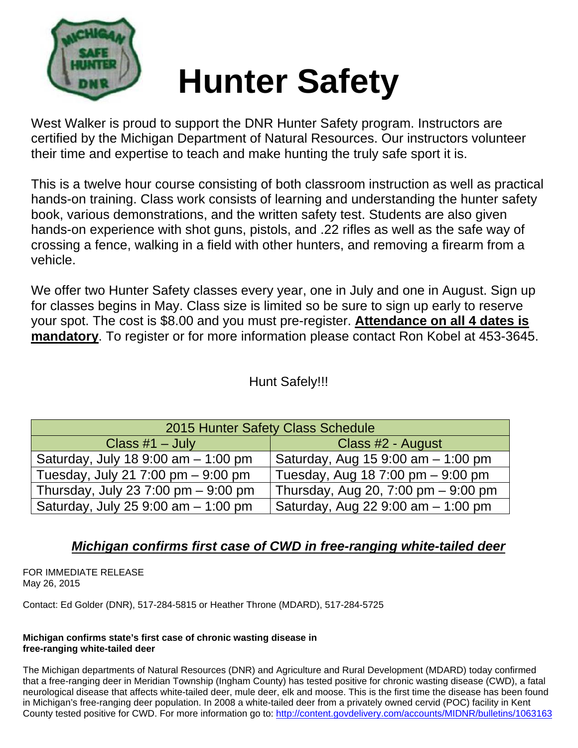# Hunter Safety

West Walker is proud to support the DNR Hunter Safety program. Instructors are certified by the Michigan Department of Natural Resources. Our instructors volunteer their time and expertise to teach and make hunting the truly safe sport it is.

This is a twelve hour course consisting of both classroom instruction as well as practical hands-on training. Class work consists of learning and understanding the hunter safety book, various demonstrations, and the written safety test. Students are also given hands-on experience with shot guns, pistols, and .22 rifles as well as the safe way of crossing a fence, walking in a field with other hunters, and removing a firearm from a vehicle.

We offer two Hunter Safety classes every year, one in July and one in August. Sign up for classes begins in May. Class size is limited so be sure to sign up early to reserve your spot. The cost is $8.00 and you must pre-register. **Attendance on all 4 dates is mandatory**. To register or for more information please contact Ron Kobel at 453-3645.

Hunt Safely!!!

| 2015 Hunter Safety Class Schedule | |
|---|---|
| Class #1 – July | Class #2 - August |
| Saturday, July 18 9:00 am – 1:00 pm | Saturday, Aug 15 9:00 am – 1:00 pm |
| Tuesday, July 21 7:00 pm – 9:00 pm | Tuesday, Aug 18 7:00 pm – 9:00 pm |
| Thursday, July 23 7:00 pm – 9:00 pm | Thursday, Aug 20, 7:00 pm – 9:00 pm |
| Saturday, July 25 9:00 am – 1:00 pm | Saturday, Aug 22 9:00 am – 1:00 pm |

## ***Michigan confirms first case of CWD in free-ranging white-tailed deer***

FOR IMMEDIATE RELEASE
May 26, 2015

Contact: Ed Golder (DNR), 517-284-5815 or Heather Throne (MDARD), 517-284-5725

**Michigan confirms state's first case of chronic wasting disease in free-ranging white-tailed deer**

The Michigan departments of Natural Resources (DNR) and Agriculture and Rural Development (MDARD) today confirmed that a free-ranging deer in Meridian Township (Ingham County) has tested positive for chronic wasting disease (CWD), a fatal neurological disease that affects white-tailed deer, mule deer, elk and moose. This is the first time the disease has been found in Michigan's free-ranging deer population. In 2008 a white-tailed deer from a privately owned cervid (POC) facility in Kent County tested positive for CWD. For more information go to: http://content.govdelivery.com/accounts/MIDNR/bulletins/1063163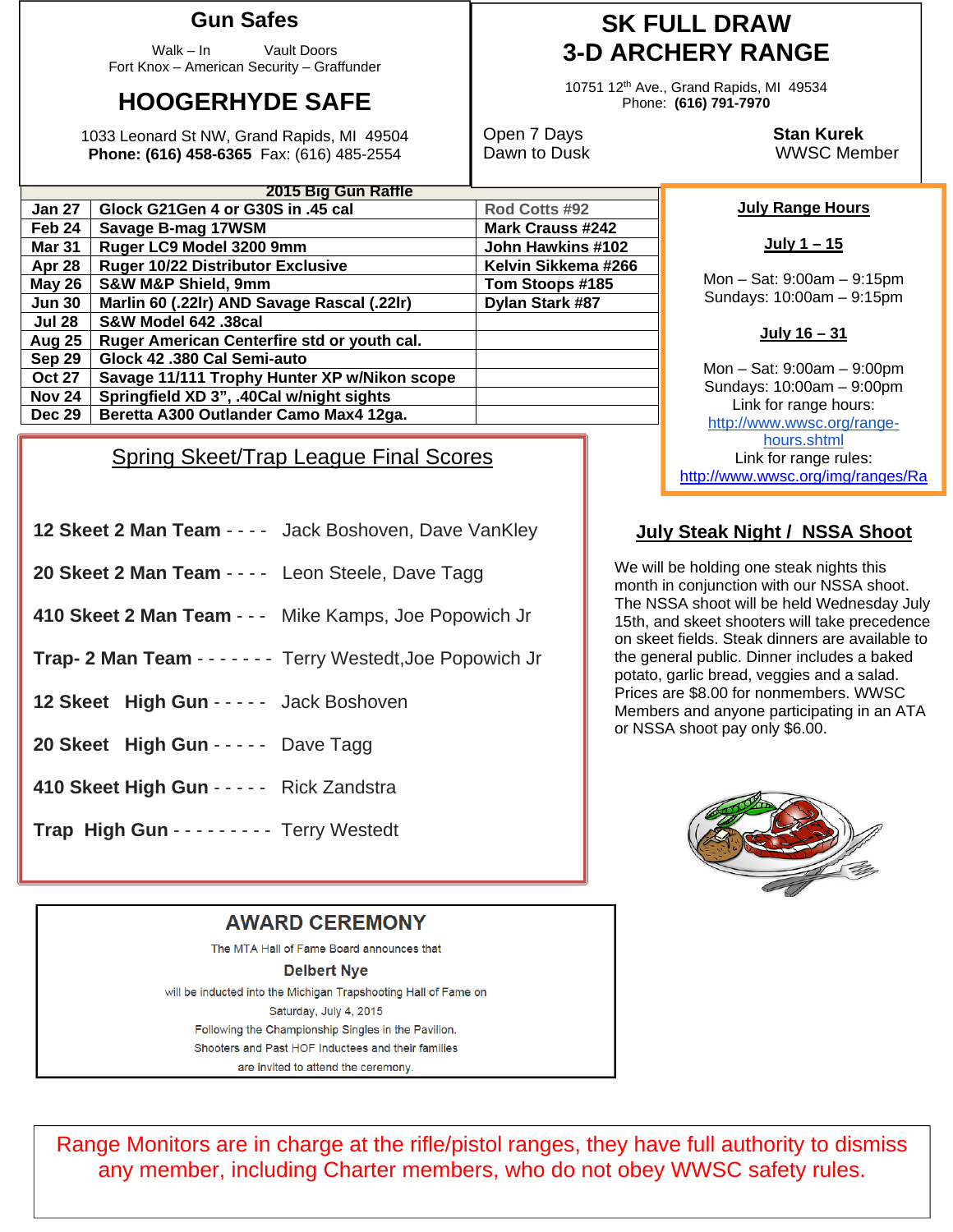## Gun Safes

Walk – In Vault Doors
Fort Knox – American Security – Graffunder

## HOOGERHYDE SAFE

1033 Leonard St NW, Grand Rapids, MI 49504
**Phone: (616) 458-6365** Fax: (616) 485-2554

## SK FULL DRAW 3-D ARCHERY RANGE

10751 12th Ave., Grand Rapids, MI 49534
Phone: **(616) 791-7970**

Open 7 Days
Dawn to Dusk

**Stan Kurek**
WWSC Member

**2015 Big Gun Raffle**

| | | |
|---|---|---|
| **Jan 27** | **Glock G21Gen 4 or G30S in .45 cal** | Rod Cotts #92 |
| **Feb 24** | **Savage B-mag 17WSM** | **Mark Crauss #242** |
| **Mar 31** | **Ruger LC9 Model 3200 9mm** | **John Hawkins #102** |
| **Apr 28** | **Ruger 10/22 Distributor Exclusive** | **Kelvin Sikkema #266** |
| **May 26** | **S&W M&P Shield, 9mm** | **Tom Stoops #185** |
| **Jun 30** | **Marlin 60 (.22lr) AND Savage Rascal (.22lr)** | **Dylan Stark #87** |
| **Jul 28** | **S&W Model 642 .38cal** | |
| **Aug 25** | **Ruger American Centerfire std or youth cal.** | |
| **Sep 29** | **Glock 42 .380 Cal Semi-auto** | |
| **Oct 27** | **Savage 11/111 Trophy Hunter XP w/Nikon scope** | |
| **Nov 24** | **Springfield XD 3", .40Cal w/night sights** | |
| **Dec 29** | **Beretta A300 Outlander Camo Max4 12ga.** | |

### July Range Hours

**July 1 – 15**

Mon – Sat: 9:00am – 9:15pm
Sundays: 10:00am – 9:15pm

**July 16 – 31**

Mon – Sat: 9:00am – 9:00pm
Sundays: 10:00am – 9:00pm
Link for range hours:
http://www.wwsc.org/range-hours.shtml
Link for range rules:
http://www.wwsc.org/img/ranges/Ra

## Spring Skeet/Trap League Final Scores

**12 Skeet 2 Man Team** - - - - Jack Boshoven, Dave VanKley

**20 Skeet 2 Man Team** - - - - Leon Steele, Dave Tagg

**410 Skeet 2 Man Team** - - - Mike Kamps, Joe Popowich Jr

**Trap- 2 Man Team** - - - - - - - Terry Westedt,Joe Popowich Jr

**12 Skeet High Gun** - - - - - Jack Boshoven

**20 Skeet High Gun** - - - - - Dave Tagg

**410 Skeet High Gun** - - - - - Rick Zandstra

**Trap High Gun** - - - - - - - - - Terry Westedt

### July Steak Night / NSSA Shoot

We will be holding one steak nights this month in conjunction with our NSSA shoot. The NSSA shoot will be held Wednesday July 15th, and skeet shooters will take precedence on skeet fields. Steak dinners are available to the general public. Dinner includes a baked potato, garlic bread, veggies and a salad. Prices are $8.00 for nonmembers. WWSC Members and anyone participating in an ATA or NSSA shoot pay only $6.00.

## AWARD CEREMONY

The MTA Hall of Fame Board announces that

**Delbert Nye**

will be inducted into the Michigan Trapshooting Hall of Fame on Saturday, July 4, 2015
Following the Championship Singles in the Pavilion.
Shooters and Past HOF Inductees and their families are invited to attend the ceremony.

Range Monitors are in charge at the rifle/pistol ranges, they have full authority to dismiss any member, including Charter members, who do not obey WWSC safety rules.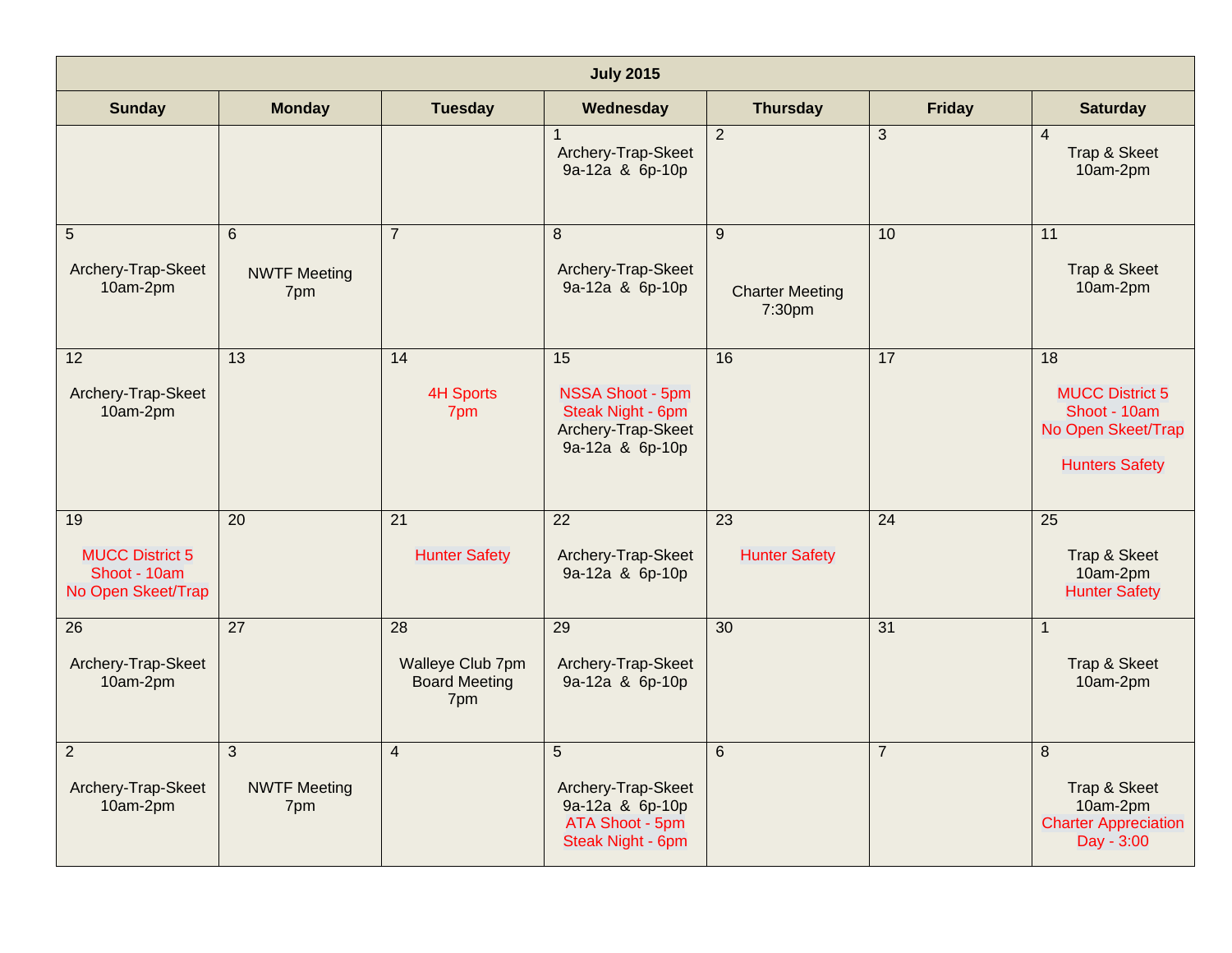| July 2015 | | | | | | |
|---|---|---|---|---|---|---|
| **Sunday** | **Monday** | **Tuesday** | **Wednesday** | **Thursday** | **Friday** | **Saturday** |
| | | | 1 Archery-Trap-Skeet 9a-12a & 6p-10p | 2 | 3 | 4 Trap & Skeet 10am-2pm |
| 5 Archery-Trap-Skeet 10am-2pm | 6 NWTF Meeting 7pm | 7 | 8 Archery-Trap-Skeet 9a-12a & 6p-10p | 9 Charter Meeting 7:30pm | 10 | 11 Trap & Skeet 10am-2pm |
| 12 Archery-Trap-Skeet 10am-2pm | 13 | 14 4H Sports 7pm | 15 NSSA Shoot - 5pm Steak Night - 6pm Archery-Trap-Skeet 9a-12a & 6p-10p | 16 | 17 | 18 MUCC District 5 Shoot - 10am No Open Skeet/Trap Hunters Safety |
| 19 MUCC District 5 Shoot - 10am No Open Skeet/Trap | 20 | 21 Hunter Safety | 22 Archery-Trap-Skeet 9a-12a & 6p-10p | 23 Hunter Safety | 24 | 25 Trap & Skeet 10am-2pm Hunter Safety |
| 26 Archery-Trap-Skeet 10am-2pm | 27 | 28 Walleye Club 7pm Board Meeting 7pm | 29 Archery-Trap-Skeet 9a-12a & 6p-10p | 30 | 31 | 1 Trap & Skeet 10am-2pm |
| 2 Archery-Trap-Skeet 10am-2pm | 3 NWTF Meeting 7pm | 4 | 5 Archery-Trap-Skeet 9a-12a & 6p-10p ATA Shoot - 5pm Steak Night - 6pm | 6 | 7 | 8 Trap & Skeet 10am-2pm Charter Appreciation Day - 3:00 |